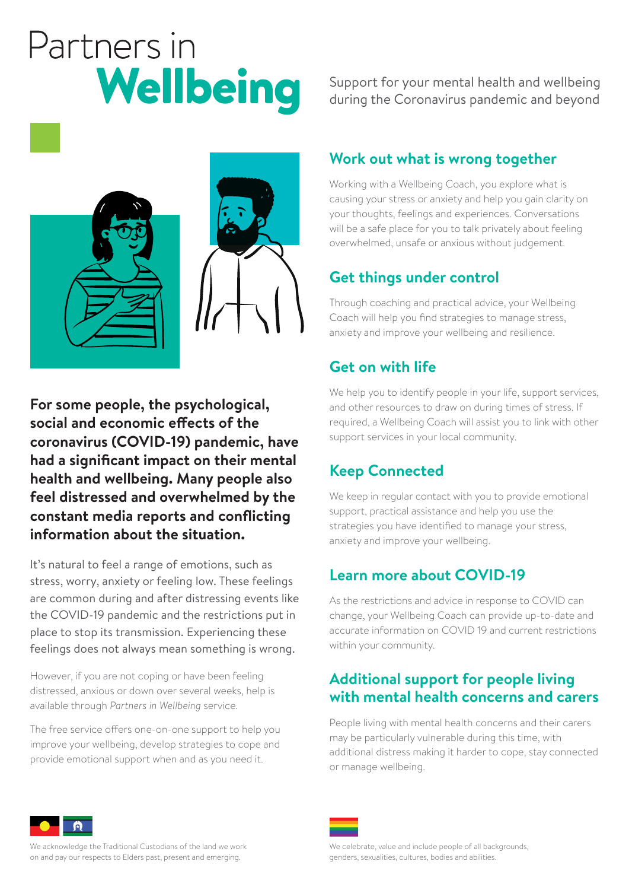# Partners in Wellbeing

Support for your mental health and wellbeing during the Coronavirus pandemic and beyond

**For some people, the psychological, social and economic effects of the coronavirus (COVID-19) pandemic, have had a significant impact on their mental health and wellbeing. Many people also feel distressed and overwhelmed by the constant media reports and conflicting information about the situation.**

It's natural to feel a range of emotions, such as stress, worry, anxiety or feeling low. These feelings are common during and after distressing events like the COVID-19 pandemic and the restrictions put in place to stop its transmission. Experiencing these feelings does not always mean something is wrong.

However, if you are not coping or have been feeling distressed, anxious or down over several weeks, help is available through *Partners in Wellbeing* service.

The free service offers one-on-one support to help you improve your wellbeing, develop strategies to cope and provide emotional support when and as you need it.

## Work out what is wrong together

Working with a Wellbeing Coach, you explore what is causing your stress or anxiety and help you gain clarity on your thoughts, feelings and experiences. Conversations will be a safe place for you to talk privately about feeling overwhelmed, unsafe or anxious without judgement.

## Get things under control

Through coaching and practical advice, your Wellbeing Coach will help you find strategies to manage stress, anxiety and improve your wellbeing and resilience.

## Get on with life

We help you to identify people in your life, support services, and other resources to draw on during times of stress. If required, a Wellbeing Coach will assist you to link with other support services in your local community.

## Keep Connected

We keep in regular contact with you to provide emotional support, practical assistance and help you use the strategies you have identified to manage your stress, anxiety and improve your wellbeing.

## Learn more about COVID-19

As the restrictions and advice in response to COVID can change, your Wellbeing Coach can provide up-to-date and accurate information on COVID 19 and current restrictions within your community.

## Additional support for people living with mental health concerns and carers

People living with mental health concerns and their carers may be particularly vulnerable during this time, with additional distress making it harder to cope, stay connected or manage wellbeing.

We acknowledge the Traditional Custodians of the land we work on and pay our respects to Elders past, present and emerging.

We celebrate, value and include people of all backgrounds, genders, sexualities, cultures, bodies and abilities.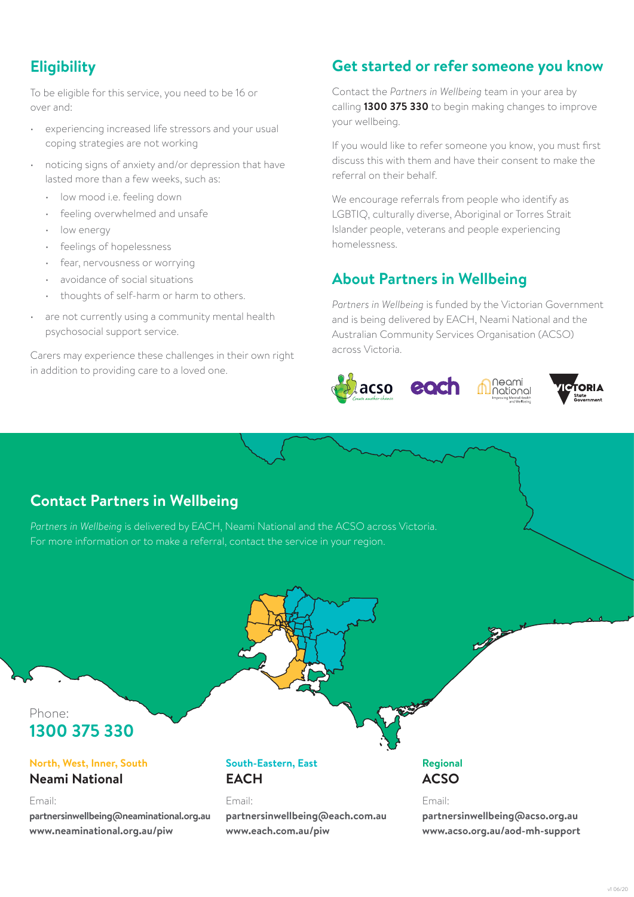## Eligibility

To be eligible for this service, you need to be 16 or over and:

- experiencing increased life stressors and your usual coping strategies are not working
- noticing signs of anxiety and/or depression that have lasted more than a few weeks, such as:
  - low mood i.e. feeling down
  - feeling overwhelmed and unsafe
  - low energy
  - feelings of hopelessness
  - fear, nervousness or worrying
  - avoidance of social situations
  - thoughts of self-harm or harm to others.
- are not currently using a community mental health psychosocial support service.

Carers may experience these challenges in their own right in addition to providing care to a loved one.

## Get started or refer someone you know

Contact the *Partners in Wellbeing* team in your area by calling **1300 375 330** to begin making changes to improve your wellbeing.

If you would like to refer someone you know, you must first discuss this with them and have their consent to make the referral on their behalf.

We encourage referrals from people who identify as LGBTIQ, culturally diverse, Aboriginal or Torres Strait Islander people, veterans and people experiencing homelessness.

## About Partners in Wellbeing

*Partners in Wellbeing* is funded by the Victorian Government and is being delivered by EACH, Neami National and the Australian Community Services Organisation (ACSO) across Victoria.

## Contact Partners in Wellbeing

*Partners in Wellbeing* is delivered by EACH, Neami National and the ACSO across Victoria. For more information or to make a referral, contact the service in your region.

Phone:
**1300 375 330**

**North, West, Inner, South**
**Neami National**

Email:
**partnersinwellbeing@neaminational.org.au**
**www.neaminational.org.au/piw**

**South-Eastern, East**
**EACH**

Email:
**partnersinwellbeing@each.com.au**
**www.each.com.au/piw**

**Regional**
**ACSO**

Email:
**partnersinwellbeing@acso.org.au**
**www.acso.org.au/aod-mh-support**

v1 06/20